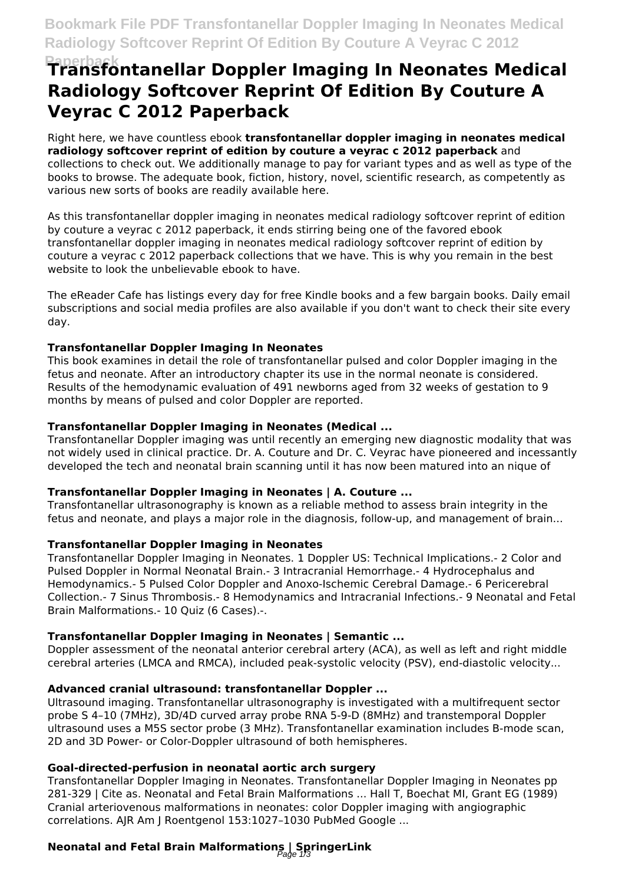# Transfontanellar Doppler Imaging In Neonates Medical Radiology Softcover Reprint Of Edition By Couture A Veyrac C 2012 Paperback

Right here, we have countless ebook **transfontanellar doppler imaging in neonates medical radiology softcover reprint of edition by couture a veyrac c 2012 paperback** and collections to check out. We additionally manage to pay for variant types and as well as type of the books to browse. The adequate book, fiction, history, novel, scientific research, as competently as various new sorts of books are readily available here.

As this transfontanellar doppler imaging in neonates medical radiology softcover reprint of edition by couture a veyrac c 2012 paperback, it ends stirring being one of the favored ebook transfontanellar doppler imaging in neonates medical radiology softcover reprint of edition by couture a veyrac c 2012 paperback collections that we have. This is why you remain in the best website to look the unbelievable ebook to have.

The eReader Cafe has listings every day for free Kindle books and a few bargain books. Daily email subscriptions and social media profiles are also available if you don't want to check their site every day.

### Transfontanellar Doppler Imaging In Neonates

This book examines in detail the role of transfontanellar pulsed and color Doppler imaging in the fetus and neonate. After an introductory chapter its use in the normal neonate is considered. Results of the hemodynamic evaluation of 491 newborns aged from 32 weeks of gestation to 9 months by means of pulsed and color Doppler are reported.

### Transfontanellar Doppler Imaging in Neonates (Medical ...

Transfontanellar Doppler imaging was until recently an emerging new diagnostic modality that was not widely used in clinical practice. Dr. A. Couture and Dr. C. Veyrac have pioneered and incessantly developed the tech and neonatal brain scanning until it has now been matured into an nique of

### Transfontanellar Doppler Imaging in Neonates | A. Couture ...

Transfontanellar ultrasonography is known as a reliable method to assess brain integrity in the fetus and neonate, and plays a major role in the diagnosis, follow-up, and management of brain...

### Transfontanellar Doppler Imaging in Neonates

Transfontanellar Doppler Imaging in Neonates. 1 Doppler US: Technical Implications.- 2 Color and Pulsed Doppler in Normal Neonatal Brain.- 3 Intracranial Hemorrhage.- 4 Hydrocephalus and Hemodynamics.- 5 Pulsed Color Doppler and Anoxo-Ischemic Cerebral Damage.- 6 Pericerebral Collection.- 7 Sinus Thrombosis.- 8 Hemodynamics and Intracranial Infections.- 9 Neonatal and Fetal Brain Malformations.- 10 Quiz (6 Cases).-.

### Transfontanellar Doppler Imaging in Neonates | Semantic ...

Doppler assessment of the neonatal anterior cerebral artery (ACA), as well as left and right middle cerebral arteries (LMCA and RMCA), included peak-systolic velocity (PSV), end-diastolic velocity...

### Advanced cranial ultrasound: transfontanellar Doppler ...

Ultrasound imaging. Transfontanellar ultrasonography is investigated with a multifrequent sector probe S 4–10 (7MHz), 3D/4D curved array probe RNA 5-9-D (8MHz) and transtemporal Doppler ultrasound uses a M5S sector probe (3 MHz). Transfontanellar examination includes B-mode scan, 2D and 3D Power- or Color-Doppler ultrasound of both hemispheres.

### Goal-directed-perfusion in neonatal aortic arch surgery

Transfontanellar Doppler Imaging in Neonates. Transfontanellar Doppler Imaging in Neonates pp 281-329 | Cite as. Neonatal and Fetal Brain Malformations ... Hall T, Boechat MI, Grant EG (1989) Cranial arteriovenous malformations in neonates: color Doppler imaging with angiographic correlations. AJR Am J Roentgenol 153:1027–1030 PubMed Google ...

### Neonatal and Fetal Brain Malformations | SpringerLink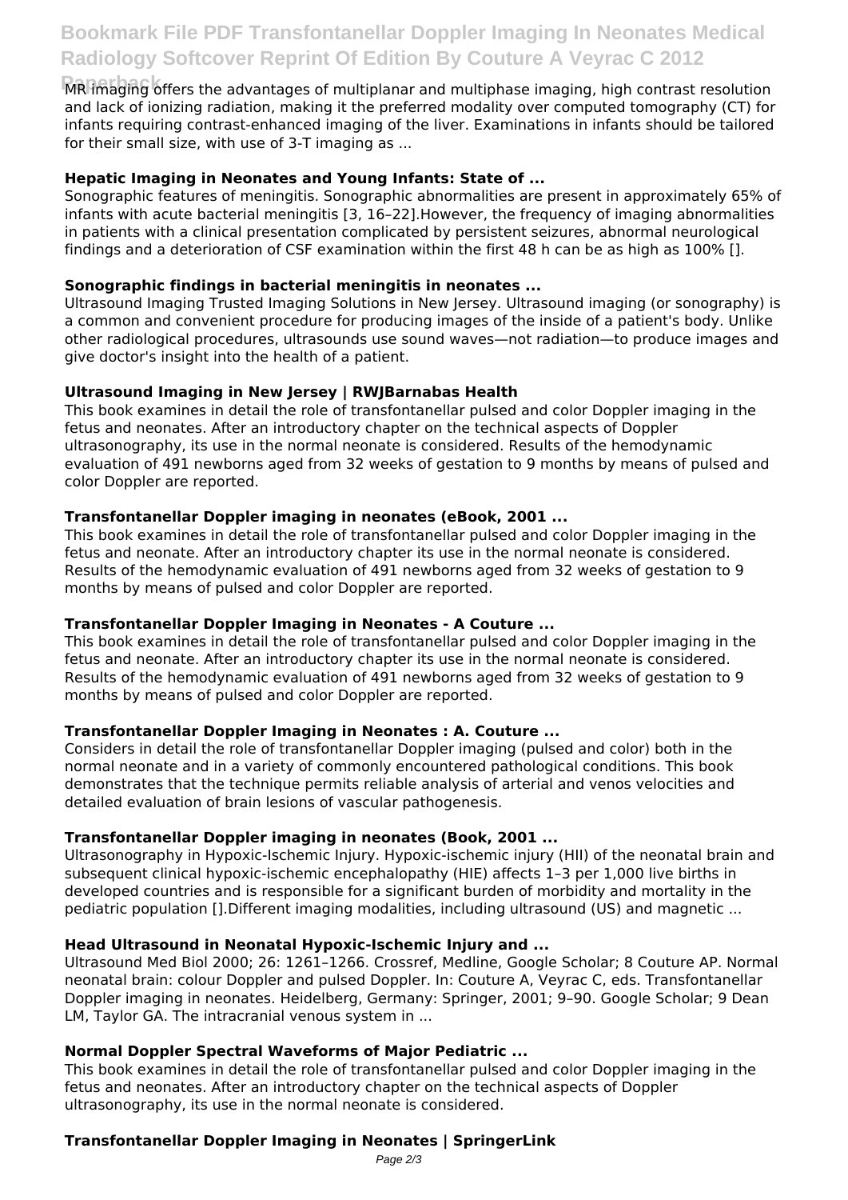MR imaging offers the advantages of multiplanar and multiphase imaging, high contrast resolution and lack of ionizing radiation, making it the preferred modality over computed tomography (CT) for infants requiring contrast-enhanced imaging of the liver. Examinations in infants should be tailored for their small size, with use of 3-T imaging as ...

### Hepatic Imaging in Neonates and Young Infants: State of ...

Sonographic features of meningitis. Sonographic abnormalities are present in approximately 65% of infants with acute bacterial meningitis [3, 16–22].However, the frequency of imaging abnormalities in patients with a clinical presentation complicated by persistent seizures, abnormal neurological findings and a deterioration of CSF examination within the first 48 h can be as high as 100% [].

### Sonographic findings in bacterial meningitis in neonates ...

Ultrasound Imaging Trusted Imaging Solutions in New Jersey. Ultrasound imaging (or sonography) is a common and convenient procedure for producing images of the inside of a patient's body. Unlike other radiological procedures, ultrasounds use sound waves—not radiation—to produce images and give doctor's insight into the health of a patient.

### Ultrasound Imaging in New Jersey | RWJBarnabas Health

This book examines in detail the role of transfontanellar pulsed and color Doppler imaging in the fetus and neonates. After an introductory chapter on the technical aspects of Doppler ultrasonography, its use in the normal neonate is considered. Results of the hemodynamic evaluation of 491 newborns aged from 32 weeks of gestation to 9 months by means of pulsed and color Doppler are reported.

### Transfontanellar Doppler imaging in neonates (eBook, 2001 ...

This book examines in detail the role of transfontanellar pulsed and color Doppler imaging in the fetus and neonate. After an introductory chapter its use in the normal neonate is considered. Results of the hemodynamic evaluation of 491 newborns aged from 32 weeks of gestation to 9 months by means of pulsed and color Doppler are reported.

### Transfontanellar Doppler Imaging in Neonates - A Couture ...

This book examines in detail the role of transfontanellar pulsed and color Doppler imaging in the fetus and neonate. After an introductory chapter its use in the normal neonate is considered. Results of the hemodynamic evaluation of 491 newborns aged from 32 weeks of gestation to 9 months by means of pulsed and color Doppler are reported.

### Transfontanellar Doppler Imaging in Neonates : A. Couture ...

Considers in detail the role of transfontanellar Doppler imaging (pulsed and color) both in the normal neonate and in a variety of commonly encountered pathological conditions. This book demonstrates that the technique permits reliable analysis of arterial and venos velocities and detailed evaluation of brain lesions of vascular pathogenesis.

### Transfontanellar Doppler imaging in neonates (Book, 2001 ...

Ultrasonography in Hypoxic-Ischemic Injury. Hypoxic-ischemic injury (HII) of the neonatal brain and subsequent clinical hypoxic-ischemic encephalopathy (HIE) affects 1–3 per 1,000 live births in developed countries and is responsible for a significant burden of morbidity and mortality in the pediatric population [].Different imaging modalities, including ultrasound (US) and magnetic ...

### Head Ultrasound in Neonatal Hypoxic-Ischemic Injury and ...

Ultrasound Med Biol 2000; 26: 1261–1266. Crossref, Medline, Google Scholar; 8 Couture AP. Normal neonatal brain: colour Doppler and pulsed Doppler. In: Couture A, Veyrac C, eds. Transfontanellar Doppler imaging in neonates. Heidelberg, Germany: Springer, 2001; 9–90. Google Scholar; 9 Dean LM, Taylor GA. The intracranial venous system in ...

### Normal Doppler Spectral Waveforms of Major Pediatric ...

This book examines in detail the role of transfontanellar pulsed and color Doppler imaging in the fetus and neonates. After an introductory chapter on the technical aspects of Doppler ultrasonography, its use in the normal neonate is considered.

### Transfontanellar Doppler Imaging in Neonates | SpringerLink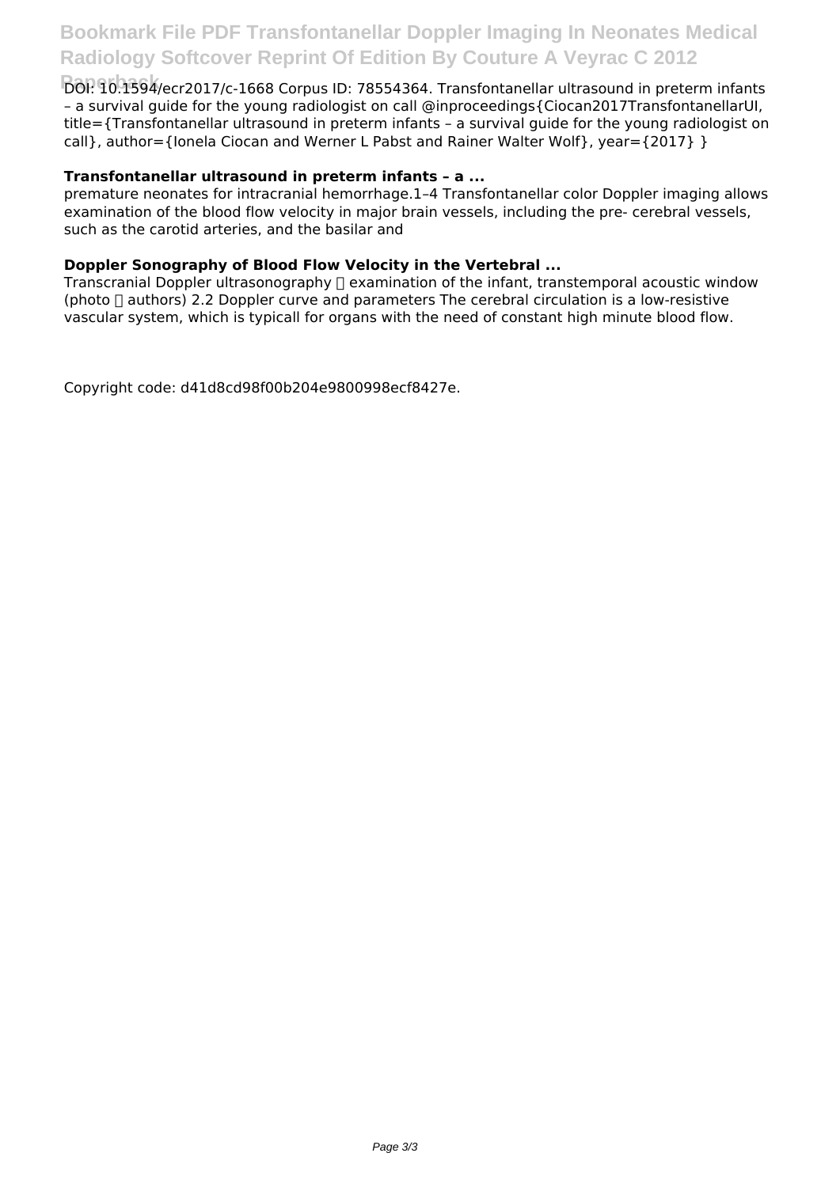DOI: 10.1594/ecr2017/c-1668 Corpus ID: 78554364. Transfontanellar ultrasound in preterm infants – a survival guide for the young radiologist on call @inproceedings{Ciocan2017TransfontanellarUI, title={Transfontanellar ultrasound in preterm infants – a survival guide for the young radiologist on call}, author={Ionela Ciocan and Werner L Pabst and Rainer Walter Wolf}, year={2017} }

**Transfontanellar ultrasound in preterm infants – a ...**

premature neonates for intracranial hemorrhage.1–4 Transfontanellar color Doppler imaging allows examination of the blood flow velocity in major brain vessels, including the pre- cerebral vessels, such as the carotid arteries, and the basilar and

**Doppler Sonography of Blood Flow Velocity in the Vertebral ...**

Transcranial Doppler ultrasonography  examination of the infant, transtemporal acoustic window (photo  authors) 2.2 Doppler curve and parameters The cerebral circulation is a low-resistive vascular system, which is typicall for organs with the need of constant high minute blood flow.

Copyright code: d41d8cd98f00b204e9800998ecf8427e.